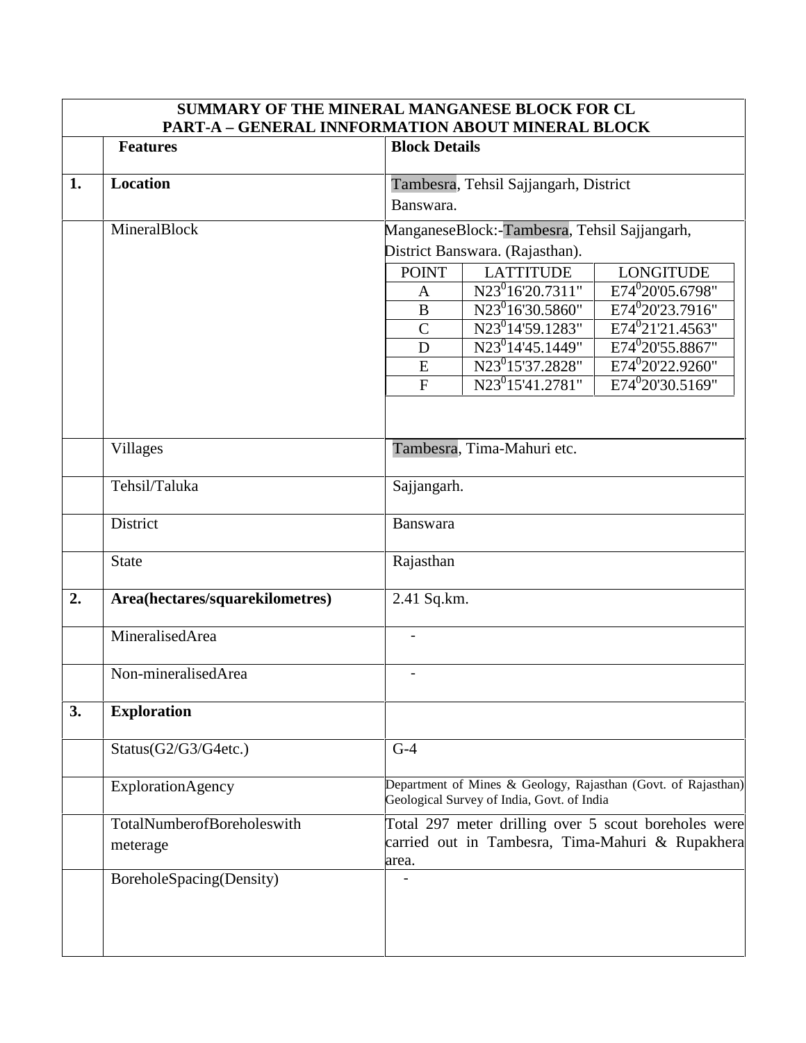| SUMMARY OF THE MINERAL MANGANESE BLOCK FOR CL PART-A – GENERAL INNFORMATION ABOUT MINERAL BLOCK | | |
|---|---|---|
| | **Features** | **Block Details** |
| **1.** | **Location** | Tambesra, Tehsil Sajjangarh, District Banswara. |
| | MineralBlock | ManganeseBlock:-Tambesra, Tehsil Sajjangarh, District Banswara. (Rajasthan). <br> POINT / LATTITUDE / LONGITUDE <br> A / N23$^0$16'20.7311" / E74$^0$20'05.6798" <br> B / N23$^0$16'30.5860" / E74$^0$20'23.7916" <br> C / N23$^0$14'59.1283" / E74$^0$21'21.4563" <br> D / N23$^0$14'45.1449" / E74$^0$20'55.8867" <br> E / N23$^0$15'37.2828" / E74$^0$20'22.9260" <br> F / N23$^0$15'41.2781" / E74$^0$20'30.5169" |
| | Villages | Tambesra, Tima-Mahuri etc. |
| | Tehsil/Taluka | Sajjangarh. |
| | District | Banswara |
| | State | Rajasthan |
| **2.** | **Area(hectares/squarekilometres)** | 2.41 Sq.km. |
| | MineralisedArea | - |
| | Non-mineralisedArea | - |
| **3.** | **Exploration** | |
| | Status(G2/G3/G4etc.) | G-4 |
| | ExplorationAgency | Department of Mines & Geology, Rajasthan (Govt. of Rajasthan) Geological Survey of India, Govt. of India |
| | TotalNumberofBoreholeswith meterage | Total 297 meter drilling over 5 scout boreholes were carried out in Tambesra, Tima-Mahuri & Rupakhera area. |
| | BoreholeSpacing(Density) | - |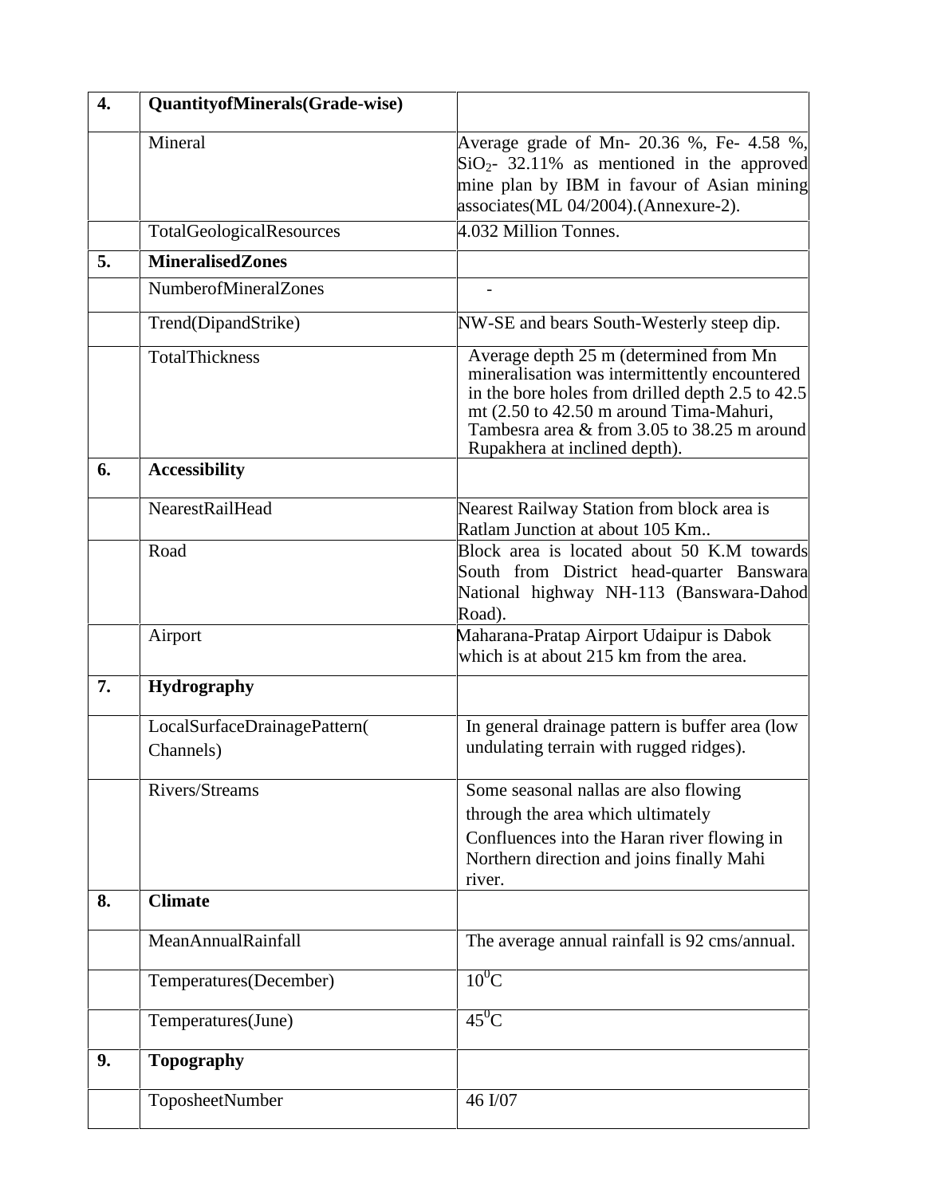| 4. | **QuantityofMinerals(Grade-wise)** | |
|---|---|---|
| | Mineral | Average grade of Mn- 20.36 %, Fe- 4.58 %, $SiO_2$- 32.11% as mentioned in the approved mine plan by IBM in favour of Asian mining associates(ML 04/2004).(Annexure-2). |
| | TotalGeologicalResources | 4.032 Million Tonnes. |
| 5. | **MineralisedZones** | |
| | NumberofMineralZones | - |
| | Trend(DipandStrike) | NW-SE and bears South-Westerly steep dip. |
| | TotalThickness | Average depth 25 m (determined from Mn mineralisation was intermittently encountered in the bore holes from drilled depth 2.5 to 42.5 mt (2.50 to 42.50 m around Tima-Mahuri, Tambesra area & from 3.05 to 38.25 m around Rupakhera at inclined depth). |
| 6. | **Accessibility** | |
| | NearestRailHead | Nearest Railway Station from block area is Ratlam Junction at about 105 Km.. |
| | Road | Block area is located about 50 K.M towards South from District head-quarter Banswara National highway NH-113 (Banswara-Dahod Road). |
| | Airport | Maharana-Pratap Airport Udaipur is Dabok which is at about 215 km from the area. |
| 7. | **Hydrography** | |
| | LocalSurfaceDrainagePattern( Channels) | In general drainage pattern is buffer area (low undulating terrain with rugged ridges). |
| | Rivers/Streams | Some seasonal nallas are also flowing through the area which ultimately Confluences into the Haran river flowing in Northern direction and joins finally Mahi river. |
| 8. | **Climate** | |
| | MeanAnnualRainfall | The average annual rainfall is 92 cms/annual. |
| | Temperatures(December) | $10^0$C |
| | Temperatures(June) | $45^0$C |
| 9. | **Topography** | |
| | ToposheetNumber | 46 I/07 |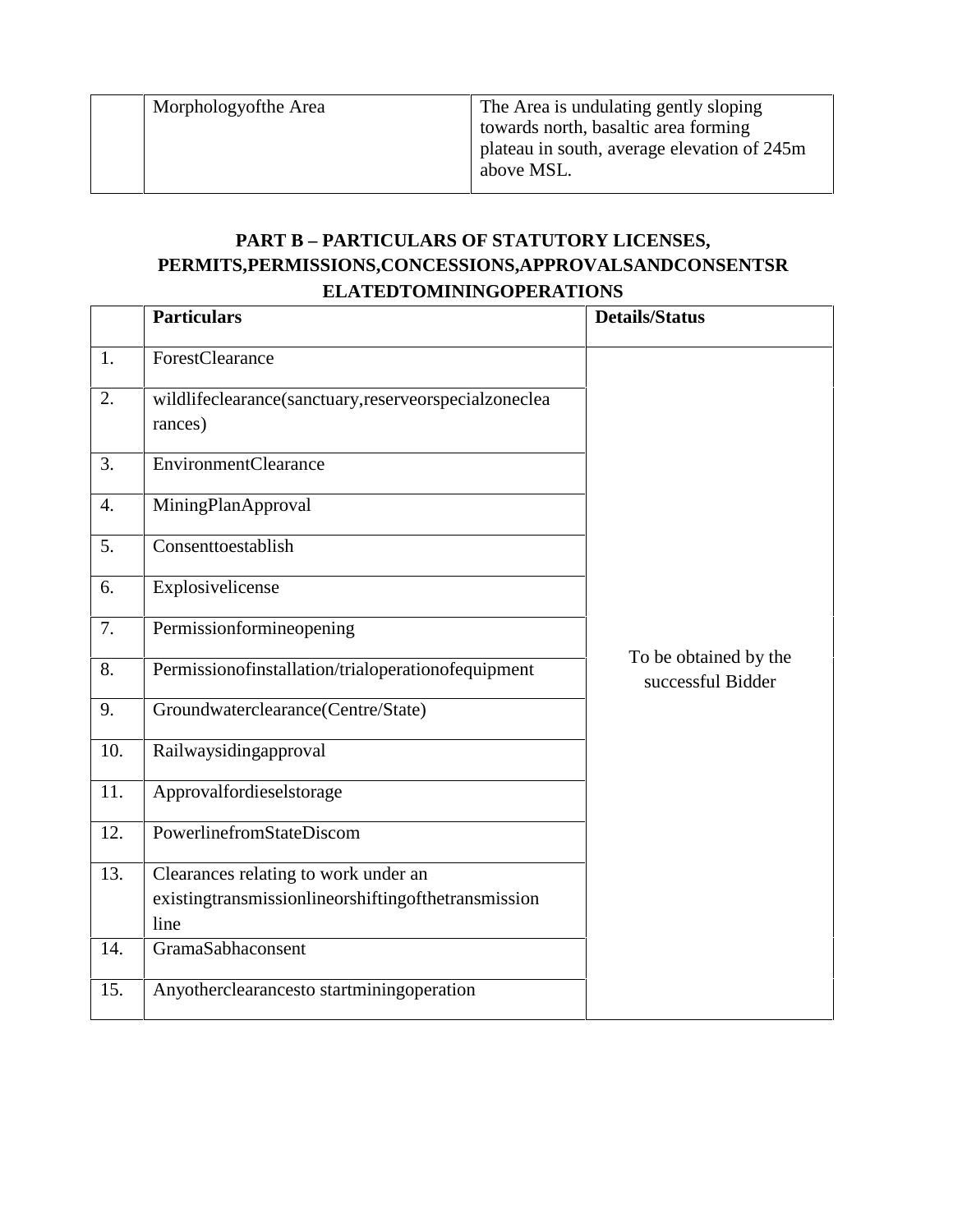| | Morphologyofthe Area | The Area is undulating gently sloping towards north, basaltic area forming plateau in south, average elevation of 245m above MSL. |
|---|---|---|

**PART B – PARTICULARS OF STATUTORY LICENSES, PERMITS,PERMISSIONS,CONCESSIONS,APPROVALSANDCONSENTSR ELATEDTOMININGOPERATIONS**

| | Particulars | Details/Status |
|---|---|---|
| 1. | ForestClearance | To be obtained by the successful Bidder |
| 2. | wildlifeclearance(sanctuary,reserveorspecialzoneclea rances) | |
| 3. | EnvironmentClearance | |
| 4. | MiningPlanApproval | |
| 5. | Consenttoestablish | |
| 6. | Explosivelicense | |
| 7. | Permissionformineopening | |
| 8. | Permissionofinstallation/trialoperationofequipment | |
| 9. | Groundwaterclearance(Centre/State) | |
| 10. | Railwaysidingapproval | |
| 11. | Approvalfordieselstorage | |
| 12. | PowerlinefromStateDiscom | |
| 13. | Clearances relating to work under an existingtransmissionlineorshiftingofthetransmission line | |
| 14. | GramaSabhaconsent | |
| 15. | Anyotherclearancesto startminingoperation | |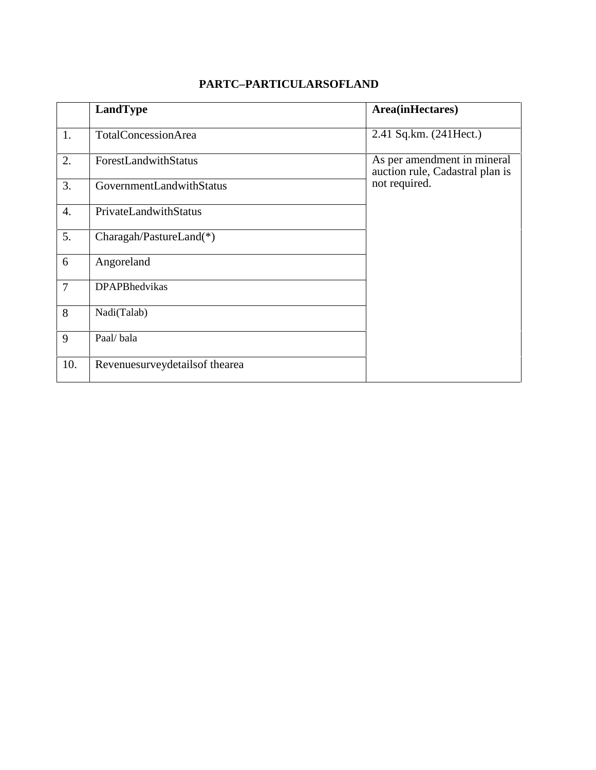## PARTC–PARTICULARSOFLAND

| | LandType | Area(inHectares) |
|---|---|---|
| 1. | TotalConcessionArea | 2.41 Sq.km. (241Hect.) |
| 2. | ForestLandwithStatus | As per amendment in mineral auction rule, Cadastral plan is not required. |
| 3. | GovernmentLandwithStatus | |
| 4. | PrivateLandwithStatus | |
| 5. | Charagah/PastureLand(*) | |
| 6 | Angoreland | |
| 7 | DPAPBhedvikas | |
| 8 | Nadi(Talab) | |
| 9 | Paal/ bala | |
| 10. | Revenuesurveydetailsof thearea | |